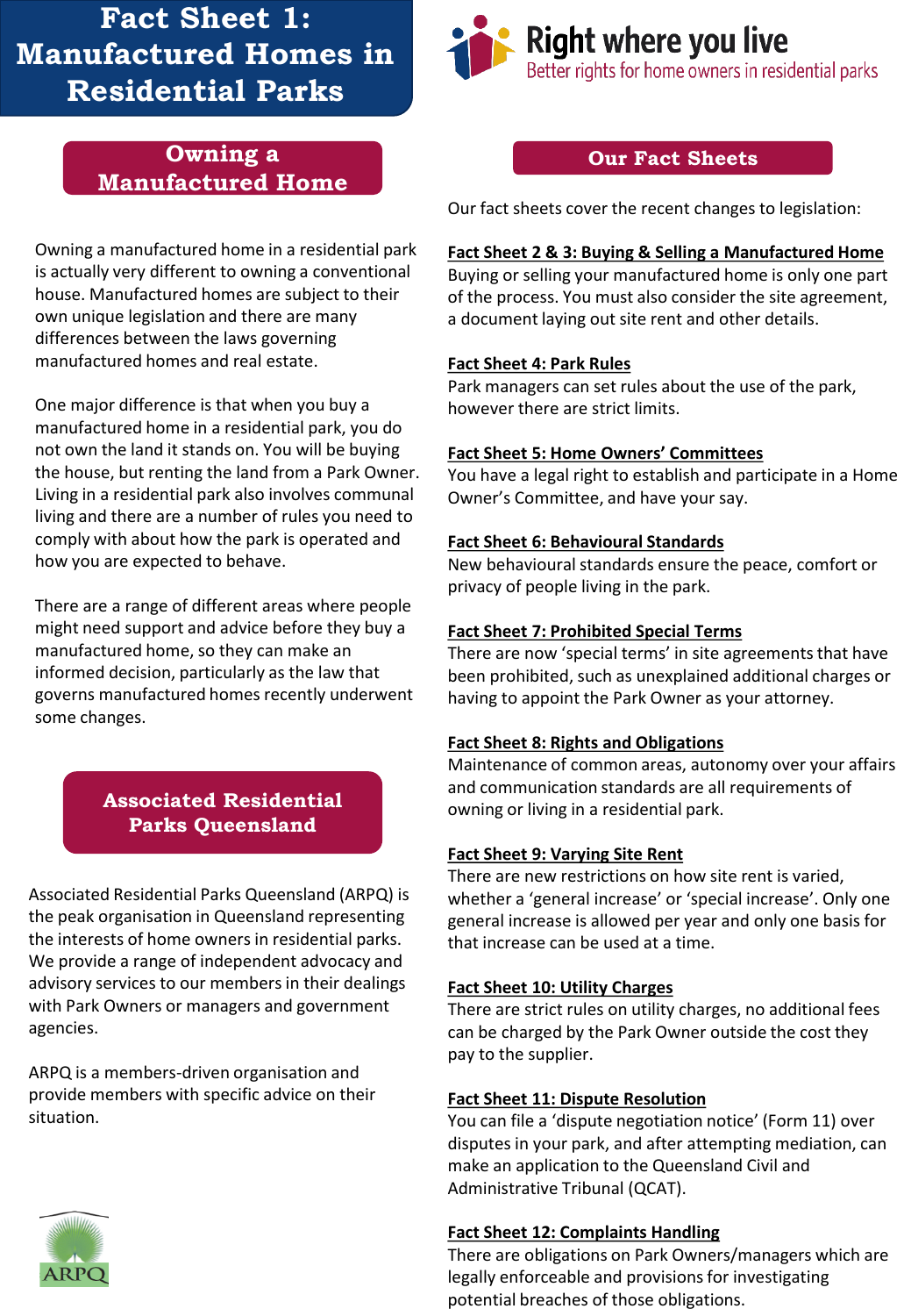# Fact Sheet 1: Manufactured Homes in Residential Parks

**Right where you live**
Better rights for home owners in residential parks

## Owning a Manufactured Home

Owning a manufactured home in a residential park is actually very different to owning a conventional house. Manufactured homes are subject to their own unique legislation and there are many differences between the laws governing manufactured homes and real estate.

One major difference is that when you buy a manufactured home in a residential park, you do not own the land it stands on. You will be buying the house, but renting the land from a Park Owner. Living in a residential park also involves communal living and there are a number of rules you need to comply with about how the park is operated and how you are expected to behave.

There are a range of different areas where people might need support and advice before they buy a manufactured home, so they can make an informed decision, particularly as the law that governs manufactured homes recently underwent some changes.

## Associated Residential Parks Queensland

Associated Residential Parks Queensland (ARPQ) is the peak organisation in Queensland representing the interests of home owners in residential parks. We provide a range of independent advocacy and advisory services to our members in their dealings with Park Owners or managers and government agencies.

ARPQ is a members-driven organisation and provide members with specific advice on their situation.

ARPQ

## Our Fact Sheets

Our fact sheets cover the recent changes to legislation:

**Fact Sheet 2 & 3: Buying & Selling a Manufactured Home**
Buying or selling your manufactured home is only one part of the process. You must also consider the site agreement, a document laying out site rent and other details.

**Fact Sheet 4: Park Rules**
Park managers can set rules about the use of the park, however there are strict limits.

**Fact Sheet 5: Home Owners' Committees**
You have a legal right to establish and participate in a Home Owner's Committee, and have your say.

**Fact Sheet 6: Behavioural Standards**
New behavioural standards ensure the peace, comfort or privacy of people living in the park.

**Fact Sheet 7: Prohibited Special Terms**
There are now 'special terms' in site agreements that have been prohibited, such as unexplained additional charges or having to appoint the Park Owner as your attorney.

**Fact Sheet 8: Rights and Obligations**
Maintenance of common areas, autonomy over your affairs and communication standards are all requirements of owning or living in a residential park.

**Fact Sheet 9: Varying Site Rent**
There are new restrictions on how site rent is varied, whether a 'general increase' or 'special increase'. Only one general increase is allowed per year and only one basis for that increase can be used at a time.

**Fact Sheet 10: Utility Charges**
There are strict rules on utility charges, no additional fees can be charged by the Park Owner outside the cost they pay to the supplier.

**Fact Sheet 11: Dispute Resolution**
You can file a 'dispute negotiation notice' (Form 11) over disputes in your park, and after attempting mediation, can make an application to the Queensland Civil and Administrative Tribunal (QCAT).

**Fact Sheet 12: Complaints Handling**
There are obligations on Park Owners/managers which are legally enforceable and provisions for investigating potential breaches of those obligations.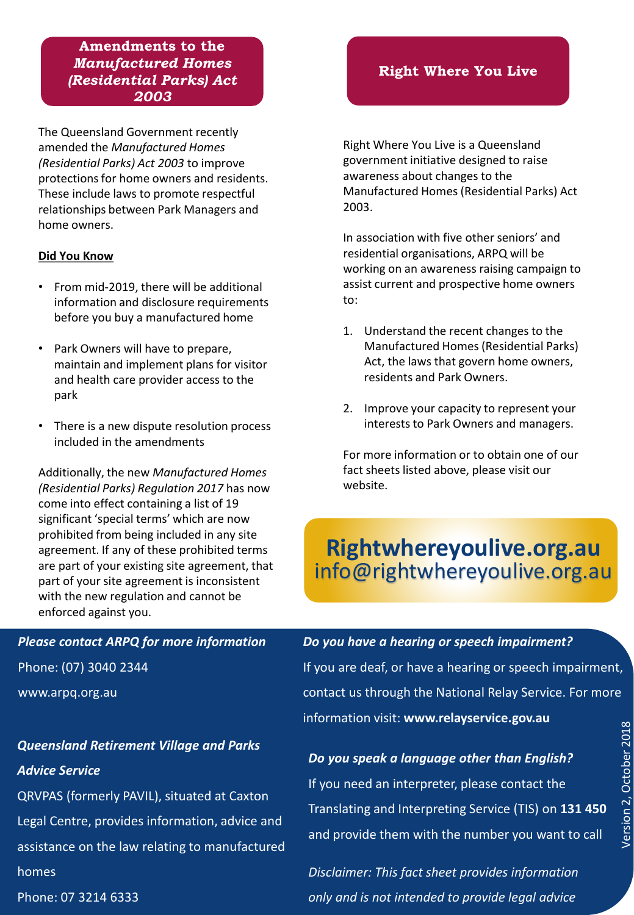## Amendments to the *Manufactured Homes (Residential Parks) Act 2003*

The Queensland Government recently amended the *Manufactured Homes (Residential Parks) Act 2003* to improve protections for home owners and residents. These include laws to promote respectful relationships between Park Managers and home owners.

**Did You Know**

- From mid-2019, there will be additional information and disclosure requirements before you buy a manufactured home
- Park Owners will have to prepare, maintain and implement plans for visitor and health care provider access to the park
- There is a new dispute resolution process included in the amendments

Additionally, the new *Manufactured Homes (Residential Parks) Regulation 2017* has now come into effect containing a list of 19 significant 'special terms' which are now prohibited from being included in any site agreement. If any of these prohibited terms are part of your existing site agreement, that part of your site agreement is inconsistent with the new regulation and cannot be enforced against you.

## Right Where You Live

Right Where You Live is a Queensland government initiative designed to raise awareness about changes to the Manufactured Homes (Residential Parks) Act 2003.

In association with five other seniors' and residential organisations, ARPQ will be working on an awareness raising campaign to assist current and prospective home owners to:

1. Understand the recent changes to the Manufactured Homes (Residential Parks) Act, the laws that govern home owners, residents and Park Owners.
2. Improve your capacity to represent your interests to Park Owners and managers.

For more information or to obtain one of our fact sheets listed above, please visit our website.

**Rightwhereyoulive.org.au**
info@rightwhereyoulive.org.au

***Please contact ARPQ for more information***

Phone: (07) 3040 2344

www.arpq.org.au

***Queensland Retirement Village and Parks Advice Service***

QRVPAS (formerly PAVIL), situated at Caxton Legal Centre, provides information, advice and assistance on the law relating to manufactured homes

Phone: 07 3214 6333

***Do you have a hearing or speech impairment?***

If you are deaf, or have a hearing or speech impairment, contact us through the National Relay Service. For more information visit: **www.relayservice.gov.au**

***Do you speak a language other than English?***

If you need an interpreter, please contact the Translating and Interpreting Service (TIS) on **131 450** and provide them with the number you want to call

*Disclaimer: This fact sheet provides information only and is not intended to provide legal advice*

Version 2, October 2018